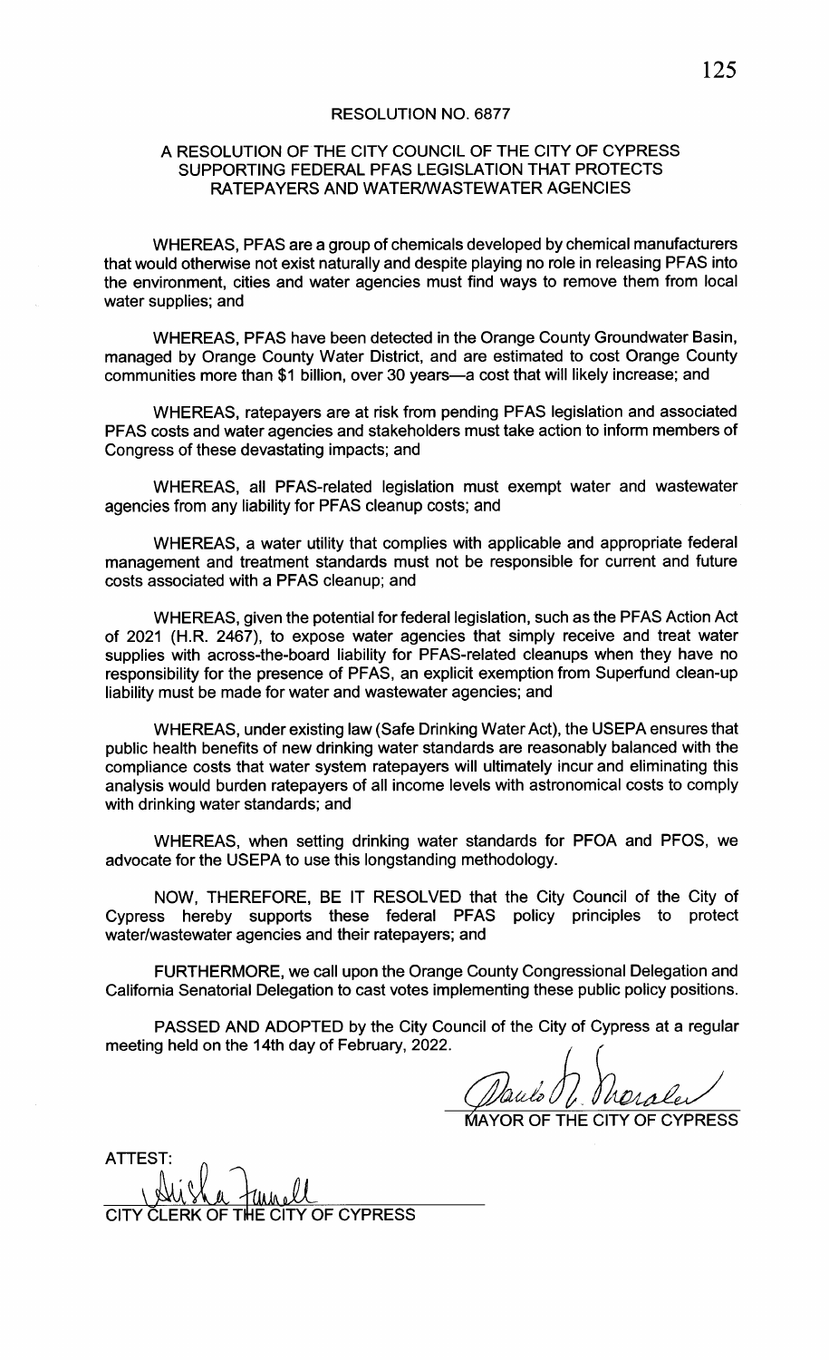# RESOLUTION NO. 6877

## A RESOLUTION OF THE CITY COUNCIL OF THE CITY OF CYPRESS SUPPORTING FEDERAL PFAS LEGISLATION THAT PROTECTS RATEPAYERS AND WATER/WASTEWATER AGENCIES

WHEREAS, PFAS are a group of chemicals developed by chemical manufacturers that would otherwise not exist naturally and despite playing no role in releasing PFAS into the environment, cities and water agencies must find ways to remove them from local water supplies; and

WHEREAS, PFAS have been detected in the Orange County Groundwater Basin, managed by Orange County Water District, and are estimated to cost Orange County communities more than $1 billion, over 30 years—a cost that will likely increase; and

WHEREAS, ratepayers are at risk from pending PFAS legislation and associated PFAS costs and water agencies and stakeholders must take action to inform members of Congress of these devastating impacts; and

WHEREAS, all PFAS-related legislation must exempt water and wastewater agencies from any liability for PFAS cleanup costs; and

WHEREAS, a water utility that complies with applicable and appropriate federal management and treatment standards must not be responsible for current and future costs associated with a PFAS cleanup; and

WHEREAS, given the potential for federal legislation, such as the PFAS Action Act of 2021 (H.R. 2467), to expose water agencies that simply receive and treat water supplies with across-the-board liability for PFAS-related cleanups when they have no responsibility for the presence of PFAS, an explicit exemption from Superfund clean-up liability must be made for water and wastewater agencies; and

WHEREAS, under existing law (Safe Drinking Water Act), the USEPA ensures that public health benefits of new drinking water standards are reasonably balanced with the compliance costs that water system ratepayers will ultimately incur and eliminating this analysis would burden ratepayers of all income levels with astronomical costs to comply with drinking water standards; and

WHEREAS, when setting drinking water standards for PFOA and PFOS, we advocate for the USEPA to use this longstanding methodology.

NOW, THEREFORE, BE IT RESOLVED that the City Council of the City of Cypress hereby supports these federal PFAS policy principles to protect water/wastewater agencies and their ratepayers; and

FURTHERMORE, we call upon the Orange County Congressional Delegation and California Senatorial Delegation to cast votes implementing these public policy positions.

PASSED AND ADOPTED by the City Council of the City of Cypress at a regular meeting held on the 14th day of February, 2022.

Paulo M. Morales

MAYOR OF THE CITY OF CYPRESS

ATTEST:

Alisha Farnell

CITY CLERK OF THE CITY OF CYPRESS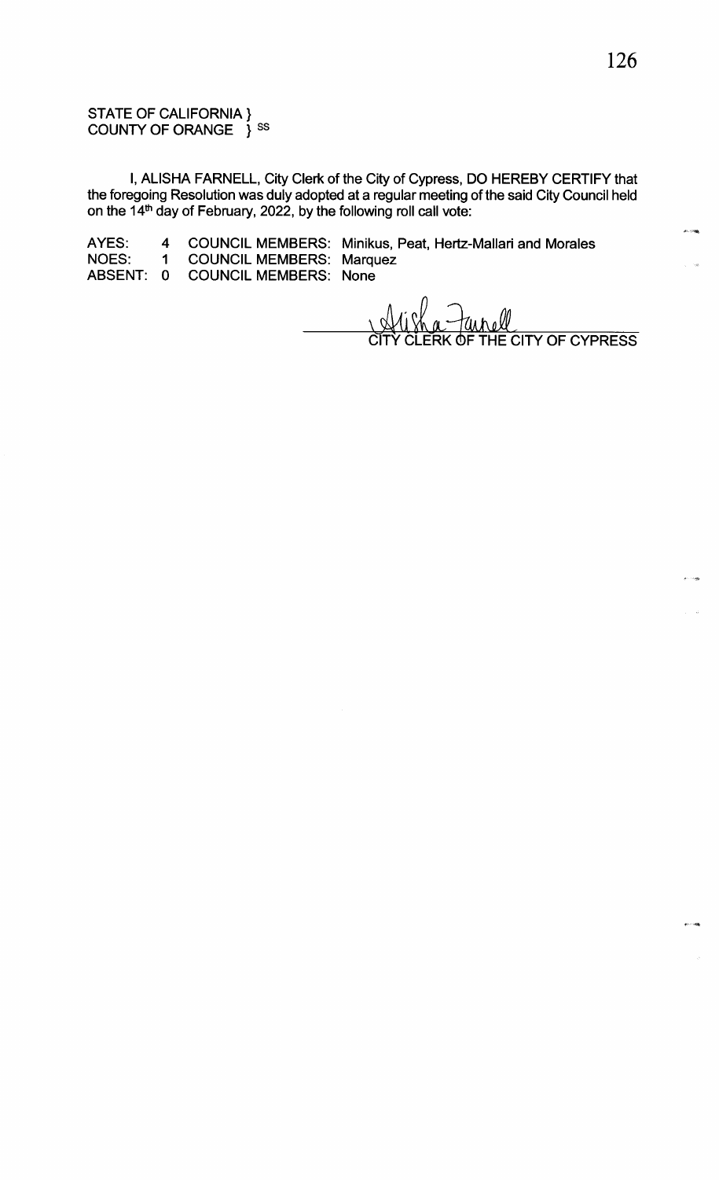STATE OF CALIFORNIA }
COUNTY OF ORANGE } SS

I, ALISHA FARNELL, City Clerk of the City of Cypress, DO HEREBY CERTIFY that the foregoing Resolution was duly adopted at a regular meeting of the said City Council held on the 14th day of February, 2022, by the following roll call vote:

| | | | |
|---|---|---|---|
| AYES: | 4 | COUNCIL MEMBERS: | Minikus, Peat, Hertz-Mallari and Morales |
| NOES: | 1 | COUNCIL MEMBERS: | Marquez |
| ABSENT: | 0 | COUNCIL MEMBERS: | None |

Alisha Farnell

CITY CLERK OF THE CITY OF CYPRESS